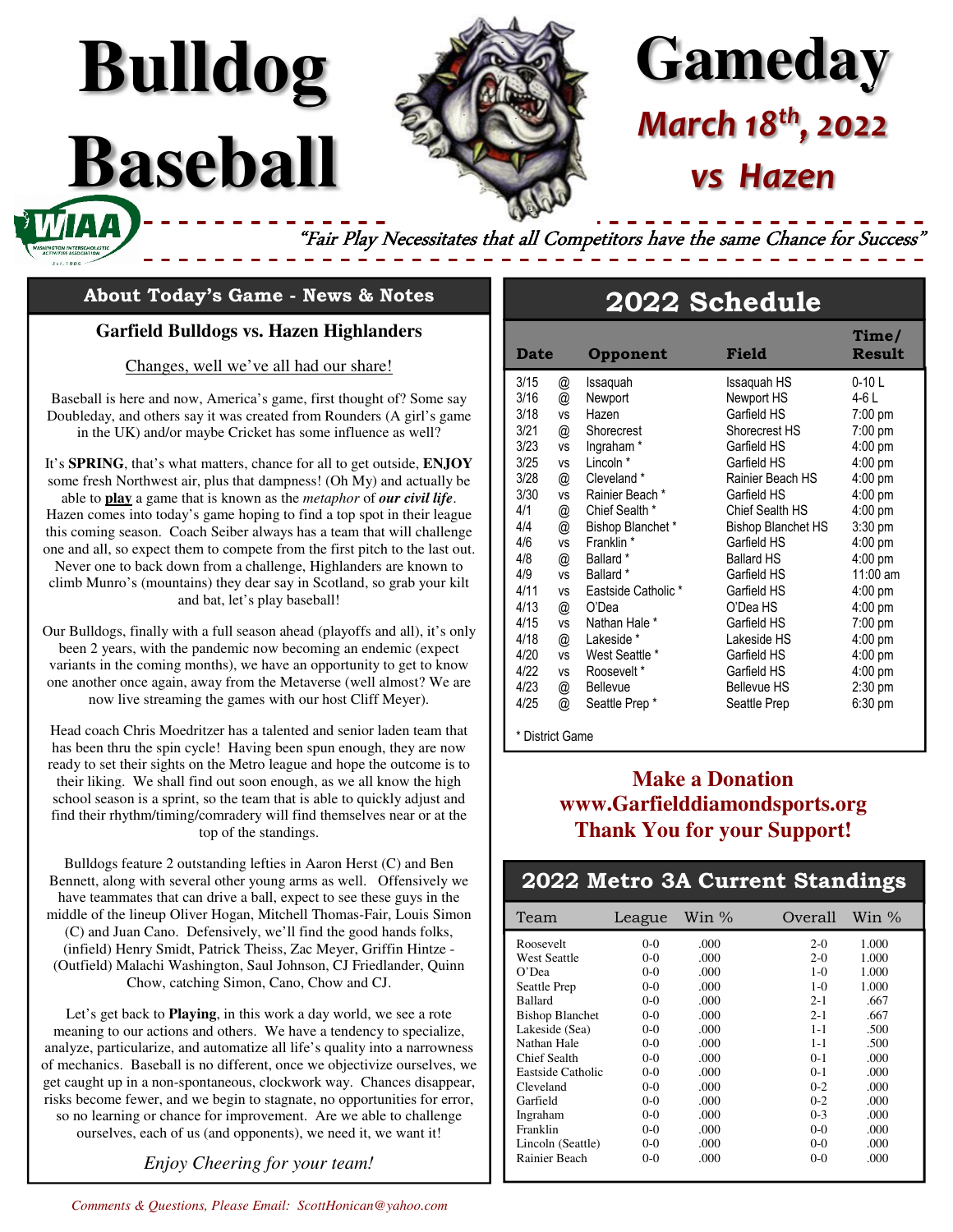# Bulldog Baseball

# Gameday

## March 18th, 2022

## vs Hazen

*"Fair Play Necessitates that all Competitors have the same Chance for Success"*

## About Today's Game - News & Notes

### Garfield Bulldogs vs. Hazen Highlanders

Changes, well we've all had our share!

Baseball is here and now, America's game, first thought of? Some say Doubleday, and others say it was created from Rounders (A girl's game in the UK) and/or maybe Cricket has some influence as well?

It's **SPRING**, that's what matters, chance for all to get outside, **ENJOY** some fresh Northwest air, plus that dampness! (Oh My) and actually be able to **play** a game that is known as the *metaphor* of ***our civil life***. Hazen comes into today's game hoping to find a top spot in their league this coming season. Coach Seiber always has a team that will challenge one and all, so expect them to compete from the first pitch to the last out. Never one to back down from a challenge, Highlanders are known to climb Munro's (mountains) they dear say in Scotland, so grab your kilt and bat, let's play baseball!

Our Bulldogs, finally with a full season ahead (playoffs and all), it's only been 2 years, with the pandemic now becoming an endemic (expect variants in the coming months), we have an opportunity to get to know one another once again, away from the Metaverse (well almost? We are now live streaming the games with our host Cliff Meyer).

Head coach Chris Moedritzer has a talented and senior laden team that has been thru the spin cycle! Having been spun enough, they are now ready to set their sights on the Metro league and hope the outcome is to their liking. We shall find out soon enough, as we all know the high school season is a sprint, so the team that is able to quickly adjust and find their rhythm/timing/comradery will find themselves near or at the top of the standings.

Bulldogs feature 2 outstanding lefties in Aaron Herst (C) and Ben Bennett, along with several other young arms as well. Offensively we have teammates that can drive a ball, expect to see these guys in the middle of the lineup Oliver Hogan, Mitchell Thomas-Fair, Louis Simon (C) and Juan Cano. Defensively, we'll find the good hands folks, (infield) Henry Smidt, Patrick Theiss, Zac Meyer, Griffin Hintze - (Outfield) Malachi Washington, Saul Johnson, CJ Friedlander, Quinn Chow, catching Simon, Cano, Chow and CJ.

Let's get back to **Playing**, in this work a day world, we see a rote meaning to our actions and others. We have a tendency to specialize, analyze, particularize, and automatize all life's quality into a narrowness of mechanics. Baseball is no different, once we objectivize ourselves, we get caught up in a non-spontaneous, clockwork way. Chances disappear, risks become fewer, and we begin to stagnate, no opportunities for error, so no learning or chance for improvement. Are we able to challenge ourselves, each of us (and opponents), we need it, we want it!

*Enjoy Cheering for your team!*

## 2022 Schedule

| Date | | Opponent | Field | Time/ Result |
|---|---|---|---|---|
| 3/15 | @ | Issaquah | Issaquah HS | 0-10 L |
| 3/16 | @ | Newport | Newport HS | 4-6 L |
| 3/18 | vs | Hazen | Garfield HS | 7:00 pm |
| 3/21 | @ | Shorecrest | Shorecrest HS | 7:00 pm |
| 3/23 | vs | Ingraham * | Garfield HS | 4:00 pm |
| 3/25 | vs | Lincoln * | Garfield HS | 4:00 pm |
| 3/28 | @ | Cleveland * | Rainier Beach HS | 4:00 pm |
| 3/30 | vs | Rainier Beach * | Garfield HS | 4:00 pm |
| 4/1 | @ | Chief Sealth * | Chief Sealth HS | 4:00 pm |
| 4/4 | @ | Bishop Blanchet * | Bishop Blanchet HS | 3:30 pm |
| 4/6 | vs | Franklin * | Garfield HS | 4:00 pm |
| 4/8 | @ | Ballard * | Ballard HS | 4:00 pm |
| 4/9 | vs | Ballard * | Garfield HS | 11:00 am |
| 4/11 | vs | Eastside Catholic * | Garfield HS | 4:00 pm |
| 4/13 | @ | O'Dea | O'Dea HS | 4:00 pm |
| 4/15 | vs | Nathan Hale * | Garfield HS | 7:00 pm |
| 4/18 | @ | Lakeside * | Lakeside HS | 4:00 pm |
| 4/20 | vs | West Seattle * | Garfield HS | 4:00 pm |
| 4/22 | vs | Roosevelt * | Garfield HS | 4:00 pm |
| 4/23 | @ | Bellevue | Bellevue HS | 2:30 pm |
| 4/25 | @ | Seattle Prep * | Seattle Prep | 6:30 pm |

\* District Game

**Make a Donation**
**www.Garfielddiamondsports.org**
**Thank You for your Support!**

## 2022 Metro 3A Current Standings

| Team | League | Win % | Overall | Win % |
|---|---|---|---|---|
| Roosevelt | 0-0 | .000 | 2-0 | 1.000 |
| West Seattle | 0-0 | .000 | 2-0 | 1.000 |
| O'Dea | 0-0 | .000 | 1-0 | 1.000 |
| Seattle Prep | 0-0 | .000 | 1-0 | 1.000 |
| Ballard | 0-0 | .000 | 2-1 | .667 |
| Bishop Blanchet | 0-0 | .000 | 2-1 | .667 |
| Lakeside (Sea) | 0-0 | .000 | 1-1 | .500 |
| Nathan Hale | 0-0 | .000 | 1-1 | .500 |
| Chief Sealth | 0-0 | .000 | 0-1 | .000 |
| Eastside Catholic | 0-0 | .000 | 0-1 | .000 |
| Cleveland | 0-0 | .000 | 0-2 | .000 |
| Garfield | 0-0 | .000 | 0-2 | .000 |
| Ingraham | 0-0 | .000 | 0-3 | .000 |
| Franklin | 0-0 | .000 | 0-0 | .000 |
| Lincoln (Seattle) | 0-0 | .000 | 0-0 | .000 |
| Rainier Beach | 0-0 | .000 | 0-0 | .000 |

*Comments & Questions, Please Email: ScottHonican@yahoo.com*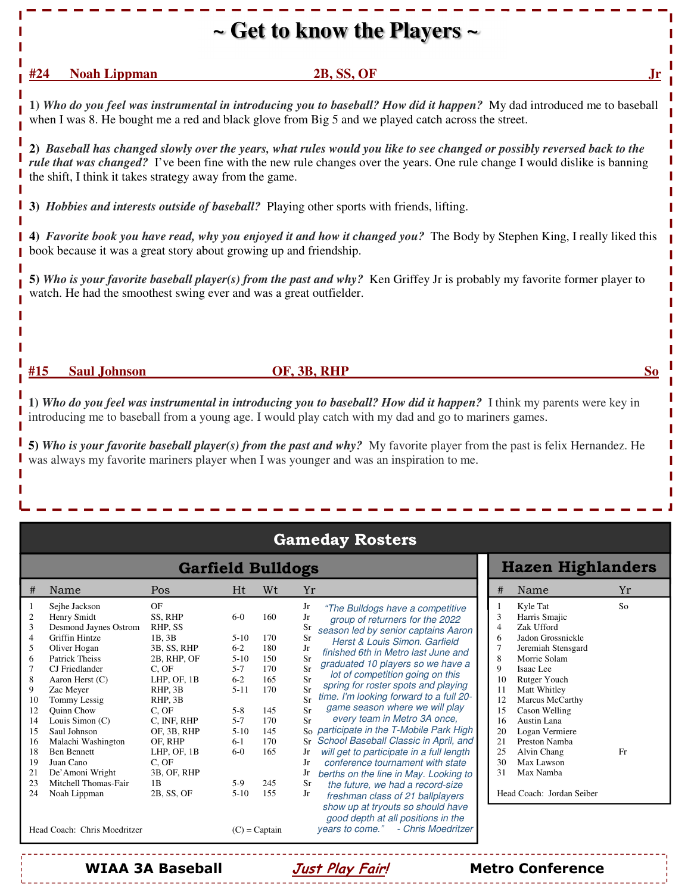# ~ Get to know the Players ~

**#24 Noah Lippman — 2B, SS, OF — Jr**

**1)** ***Who do you feel was instrumental in introducing you to baseball? How did it happen?*** My dad introduced me to baseball when I was 8. He bought me a red and black glove from Big 5 and we played catch across the street.

**2)** ***Baseball has changed slowly over the years, what rules would you like to see changed or possibly reversed back to the rule that was changed?*** I've been fine with the new rule changes over the years. One rule change I would dislike is banning the shift, I think it takes strategy away from the game.

**3)** ***Hobbies and interests outside of baseball?*** Playing other sports with friends, lifting.

**4)** ***Favorite book you have read, why you enjoyed it and how it changed you?*** The Body by Stephen King, I really liked this book because it was a great story about growing up and friendship.

**5)** ***Who is your favorite baseball player(s) from the past and why?*** Ken Griffey Jr is probably my favorite former player to watch. He had the smoothest swing ever and was a great outfielder.

**#15 Saul Johnson — OF, 3B, RHP — So**

**1)** ***Who do you feel was instrumental in introducing you to baseball? How did it happen?*** I think my parents were key in introducing me to baseball from a young age. I would play catch with my dad and go to mariners games.

**5)** ***Who is your favorite baseball player(s) from the past and why?*** My favorite player from the past is felix Hernandez. He was always my favorite mariners player when I was younger and was an inspiration to me.

## Gameday Rosters

### Garfield Bulldogs

| # | Name | Pos | Ht | Wt | Yr |
|---|---|---|---|---|---|
| 1 | Sejhe Jackson | OF | | | Jr |
| 2 | Henry Smidt | SS, RHP | 6-0 | 160 | Jr |
| 3 | Desmond Jaynes Ostrom | RHP, SS | | | Sr |
| 4 | Griffin Hintze | 1B, 3B | 5-10 | 170 | Sr |
| 5 | Oliver Hogan | 3B, SS, RHP | 6-2 | 180 | Jr |
| 6 | Patrick Theiss | 2B, RHP, OF | 5-10 | 150 | Sr |
| 7 | CJ Friedlander | C, OF | 5-7 | 170 | Sr |
| 8 | Aaron Herst (C) | LHP, OF, 1B | 6-2 | 165 | Sr |
| 9 | Zac Meyer | RHP, 3B | 5-11 | 170 | Sr |
| 10 | Tommy Lessig | RHP, 3B | | | Sr |
| 12 | Quinn Chow | C, OF | 5-8 | 145 | Sr |
| 14 | Louis Simon (C) | C, INF, RHP | 5-7 | 170 | Sr |
| 15 | Saul Johnson | OF, 3B, RHP | 5-10 | 145 | So |
| 16 | Malachi Washington | OF, RHP | 6-1 | 170 | Sr |
| 18 | Ben Bennett | LHP, OF, 1B | 6-0 | 165 | Jr |
| 19 | Juan Cano | C, OF | | | Jr |
| 21 | De'Amoni Wright | 3B, OF, RHP | | | Jr |
| 23 | Mitchell Thomas-Fair | 1B | 5-9 | 245 | Sr |
| 24 | Noah Lippman | 2B, SS, OF | 5-10 | 155 | Jr |

Head Coach: Chris Moedritzer — (C) = Captain

*"The Bulldogs have a competitive group of returners for the 2022 season led by senior captains Aaron Herst & Louis Simon. Garfield finished 6th in Metro last June and graduated 10 players so we have a lot of competition going on this spring for roster spots and playing time. I'm looking forward to a full 20-game season where we will play every team in Metro 3A once, participate in the T-Mobile Park High School Baseball Classic in April, and will get to participate in a full length conference tournament with state berths on the line in May. Looking to the future, we had a record-size freshman class of 21 ballplayers show up at tryouts so should have good depth at all positions in the years to come."* - Chris Moedritzer

### Hazen Highlanders

| # | Name | Yr |
|---|---|---|
| 1 | Kyle Tat | So |
| 3 | Harris Smajic | |
| 4 | Zak Ufford | |
| 6 | Jadon Grossnickle | |
| 7 | Jeremiah Stensgard | |
| 8 | Morrie Solam | |
| 9 | Isaac Lee | |
| 10 | Rutger Youch | |
| 11 | Matt Whitley | |
| 12 | Marcus McCarthy | |
| 15 | Cason Welling | |
| 16 | Austin Lana | |
| 20 | Logan Vermiere | |
| 21 | Preston Namba | |
| 25 | Alvin Chang | Fr |
| 30 | Max Lawson | |
| 31 | Max Namba | |

Head Coach: Jordan Seiber

**WIAA 3A Baseball** — ***Just Play Fair!*** — **Metro Conference**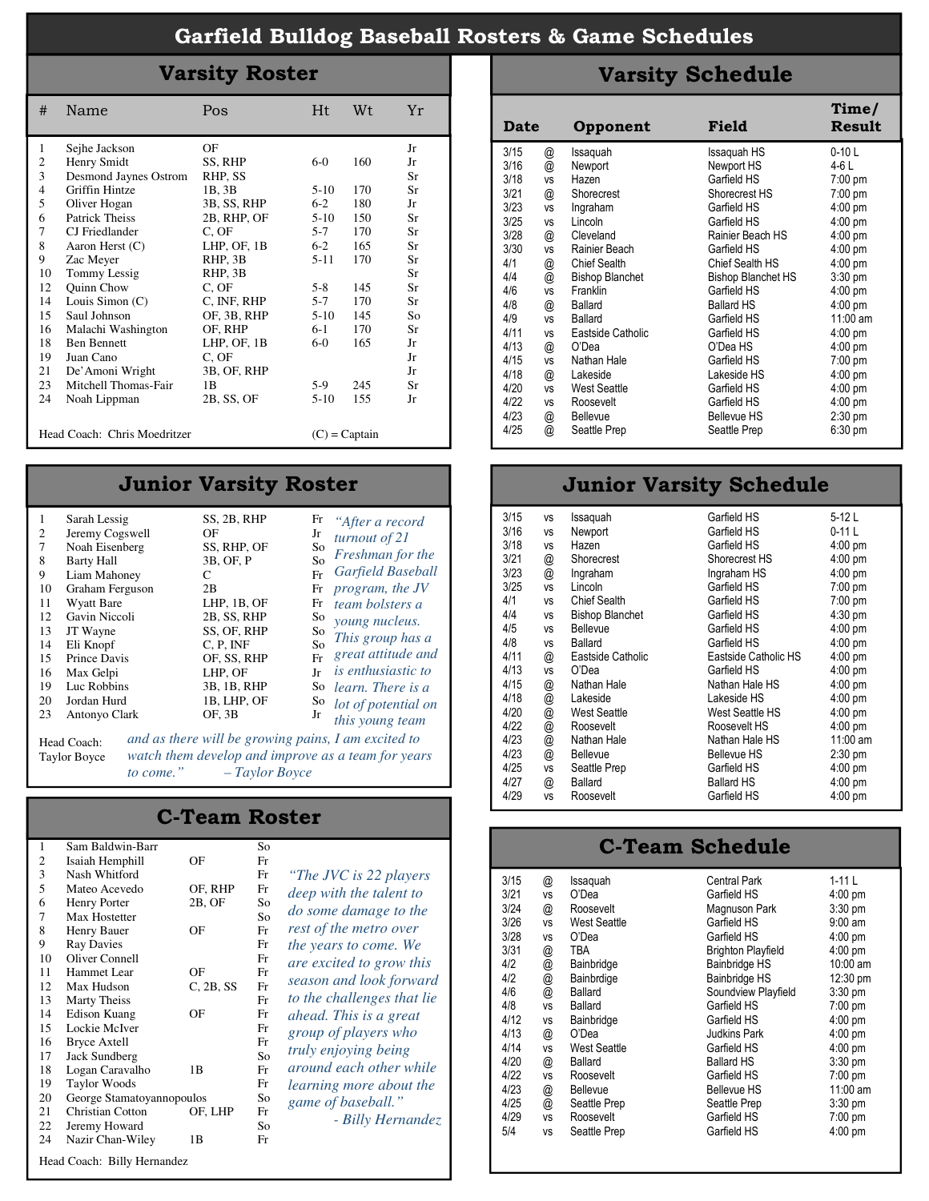# Garfield Bulldog Baseball Rosters & Game Schedules

## Varsity Roster

| # | Name | Pos | Ht | Wt | Yr |
|---|---|---|---|---|---|
| 1 | Sejhe Jackson | OF | | | Jr |
| 2 | Henry Smidt | SS, RHP | 6-0 | 160 | Jr |
| 3 | Desmond Jaynes Ostrom | RHP, SS | | | Sr |
| 4 | Griffin Hintze | 1B, 3B | 5-10 | 170 | Sr |
| 5 | Oliver Hogan | 3B, SS, RHP | 6-2 | 180 | Jr |
| 6 | Patrick Theiss | 2B, RHP, OF | 5-10 | 150 | Sr |
| 7 | CJ Friedlander | C, OF | 5-7 | 170 | Sr |
| 8 | Aaron Herst (C) | LHP, OF, 1B | 6-2 | 165 | Sr |
| 9 | Zac Meyer | RHP, 3B | 5-11 | 170 | Sr |
| 10 | Tommy Lessig | RHP, 3B | | | Sr |
| 12 | Quinn Chow | C, OF | 5-8 | 145 | Sr |
| 14 | Louis Simon (C) | C, INF, RHP | 5-7 | 170 | Sr |
| 15 | Saul Johnson | OF, 3B, RHP | 5-10 | 145 | So |
| 16 | Malachi Washington | OF, RHP | 6-1 | 170 | Sr |
| 18 | Ben Bennett | LHP, OF, 1B | 6-0 | 165 | Jr |
| 19 | Juan Cano | C, OF | | | Jr |
| 21 | De'Amoni Wright | 3B, OF, RHP | | | Jr |
| 23 | Mitchell Thomas-Fair | 1B | 5-9 | 245 | Sr |
| 24 | Noah Lippman | 2B, SS, OF | 5-10 | 155 | Jr |

Head Coach: Chris Moedritzer

(C) = Captain

## Varsity Schedule

| Date | | Opponent | Field | Time/ Result |
|---|---|---|---|---|
| 3/15 | @ | Issaquah | Issaquah HS | 0-10 L |
| 3/16 | @ | Newport | Newport HS | 4-6 L |
| 3/18 | vs | Hazen | Garfield HS | 7:00 pm |
| 3/21 | @ | Shorecrest | Shorecrest HS | 7:00 pm |
| 3/23 | vs | Ingraham | Garfield HS | 4:00 pm |
| 3/25 | vs | Lincoln | Garfield HS | 4:00 pm |
| 3/28 | @ | Cleveland | Rainier Beach HS | 4:00 pm |
| 3/30 | vs | Rainier Beach | Garfield HS | 4:00 pm |
| 4/1 | @ | Chief Sealth | Chief Sealth HS | 4:00 pm |
| 4/4 | @ | Bishop Blanchet | Bishop Blanchet HS | 3:30 pm |
| 4/6 | vs | Franklin | Garfield HS | 4:00 pm |
| 4/8 | @ | Ballard | Ballard HS | 4:00 pm |
| 4/9 | vs | Ballard | Garfield HS | 11:00 am |
| 4/11 | vs | Eastside Catholic | Garfield HS | 4:00 pm |
| 4/13 | @ | O'Dea | O'Dea HS | 4:00 pm |
| 4/15 | vs | Nathan Hale | Garfield HS | 7:00 pm |
| 4/18 | @ | Lakeside | Lakeside HS | 4:00 pm |
| 4/20 | vs | West Seattle | Garfield HS | 4:00 pm |
| 4/22 | vs | Roosevelt | Garfield HS | 4:00 pm |
| 4/23 | @ | Bellevue | Bellevue HS | 2:30 pm |
| 4/25 | @ | Seattle Prep | Seattle Prep | 6:30 pm |

## Junior Varsity Roster

| # | Name | Pos | Yr |
|---|---|---|---|
| 1 | Sarah Lessig | SS, 2B, RHP | Fr |
| 2 | Jeremy Cogswell | OF | Jr |
| 7 | Noah Eisenberg | SS, RHP, OF | So |
| 8 | Barty Hall | 3B, OF, P | So |
| 9 | Liam Mahoney | C | Fr |
| 10 | Graham Ferguson | 2B | Fr |
| 11 | Wyatt Bare | LHP, 1B, OF | Fr |
| 12 | Gavin Niccoli | 2B, SS, RHP | So |
| 13 | JT Wayne | SS, OF, RHP | So |
| 14 | Eli Knopf | C, P, INF | So |
| 15 | Prince Davis | OF, SS, RHP | Fr |
| 16 | Max Gelpi | LHP, OF | Jr |
| 19 | Luc Robbins | 3B, 1B, RHP | So |
| 20 | Jordan Hurd | 1B, LHP, OF | So |
| 23 | Antonyo Clark | OF, 3B | Jr |

Head Coach: Taylor Boyce

*"After a record turnout of 21 Freshman for the Garfield Baseball program, the JV team bolsters a young nucleus. This group has a great attitude and is enthusiastic to learn. There is a lot of potential on this young team and as there will be growing pains, I am excited to watch them develop and improve as a team for years to come."* – Taylor Boyce

## Junior Varsity Schedule

| Date | | Opponent | Field | Time/ Result |
|---|---|---|---|---|
| 3/15 | vs | Issaquah | Garfield HS | 5-12 L |
| 3/16 | vs | Newport | Garfield HS | 0-11 L |
| 3/18 | vs | Hazen | Garfield HS | 4:00 pm |
| 3/21 | @ | Shorecrest | Shorecrest HS | 4:00 pm |
| 3/23 | @ | Ingraham | Ingraham HS | 4:00 pm |
| 3/25 | vs | Lincoln | Garfield HS | 7:00 pm |
| 4/1 | vs | Chief Sealth | Garfield HS | 7:00 pm |
| 4/4 | vs | Bishop Blanchet | Garfield HS | 4:30 pm |
| 4/5 | vs | Bellevue | Garfield HS | 4:00 pm |
| 4/8 | vs | Ballard | Garfield HS | 4:00 pm |
| 4/11 | @ | Eastside Catholic | Eastside Catholic HS | 4:00 pm |
| 4/13 | vs | O'Dea | Garfield HS | 4:00 pm |
| 4/15 | @ | Nathan Hale | Nathan Hale HS | 4:00 pm |
| 4/18 | @ | Lakeside | Lakeside HS | 4:00 pm |
| 4/20 | @ | West Seattle | West Seattle HS | 4:00 pm |
| 4/22 | @ | Roosevelt | Roosevelt HS | 4:00 pm |
| 4/23 | @ | Nathan Hale | Nathan Hale HS | 11:00 am |
| 4/23 | @ | Bellevue | Bellevue HS | 2:30 pm |
| 4/25 | vs | Seattle Prep | Garfield HS | 4:00 pm |
| 4/27 | @ | Ballard | Ballard HS | 4:00 pm |
| 4/29 | vs | Roosevelt | Garfield HS | 4:00 pm |

## C-Team Roster

| # | Name | Pos | Yr |
|---|---|---|---|
| 1 | Sam Baldwin-Barr | | So |
| 2 | Isaiah Hemphill | OF | Fr |
| 3 | Nash Whitford | | Fr |
| 5 | Mateo Acevedo | OF, RHP | Fr |
| 6 | Henry Porter | 2B, OF | So |
| 7 | Max Hostetter | | So |
| 8 | Henry Bauer | OF | Fr |
| 9 | Ray Davies | | Fr |
| 10 | Oliver Connell | | Fr |
| 11 | Hammet Lear | OF | Fr |
| 12 | Max Hudson | C, 2B, SS | Fr |
| 13 | Marty Theiss | | Fr |
| 14 | Edison Kuang | OF | Fr |
| 15 | Lockie McIver | | Fr |
| 16 | Bryce Axtell | | Fr |
| 17 | Jack Sundberg | | So |
| 18 | Logan Caravalho | 1B | Fr |
| 19 | Taylor Woods | | Fr |
| 20 | George Stamatoyannopoulos | | So |
| 21 | Christian Cotton | OF, LHP | Fr |
| 22 | Jeremy Howard | | So |
| 24 | Nazir Chan-Wiley | 1B | Fr |

Head Coach: Billy Hernandez

*"The JVC is 22 players deep with the talent to do some damage to the rest of the metro over the years to come. We are excited to grow this season and look forward to the challenges that lie ahead. This is a great group of players who truly enjoying being around each other while learning more about the game of baseball."* - Billy Hernandez

## C-Team Schedule

| Date | | Opponent | Field | Time/ Result |
|---|---|---|---|---|
| 3/15 | @ | Issaquah | Central Park | 1-11 L |
| 3/21 | vs | O'Dea | Garfield HS | 4:00 pm |
| 3/24 | @ | Roosevelt | Magnuson Park | 3:30 pm |
| 3/26 | vs | West Seattle | Garfield HS | 9:00 am |
| 3/28 | vs | O'Dea | Garfield HS | 4:00 pm |
| 3/31 | @ | TBA | Brighton Playfield | 4:00 pm |
| 4/2 | @ | Bainbridge | Bainbridge HS | 10:00 am |
| 4/2 | @ | Bainbrdige | Bainbridge HS | 12:30 pm |
| 4/6 | @ | Ballard | Soundview Playfield | 3:30 pm |
| 4/8 | vs | Ballard | Garfield HS | 7:00 pm |
| 4/12 | vs | Bainbridge | Garfield HS | 4:00 pm |
| 4/13 | @ | O'Dea | Judkins Park | 4:00 pm |
| 4/14 | vs | West Seattle | Garfield HS | 4:00 pm |
| 4/20 | @ | Ballard | Ballard HS | 3:30 pm |
| 4/22 | vs | Roosevelt | Garfield HS | 7:00 pm |
| 4/23 | @ | Bellevue | Bellevue HS | 11:00 am |
| 4/25 | @ | Seattle Prep | Seattle Prep | 3:30 pm |
| 4/29 | vs | Roosevelt | Garfield HS | 7:00 pm |
| 5/4 | vs | Seattle Prep | Garfield HS | 4:00 pm |